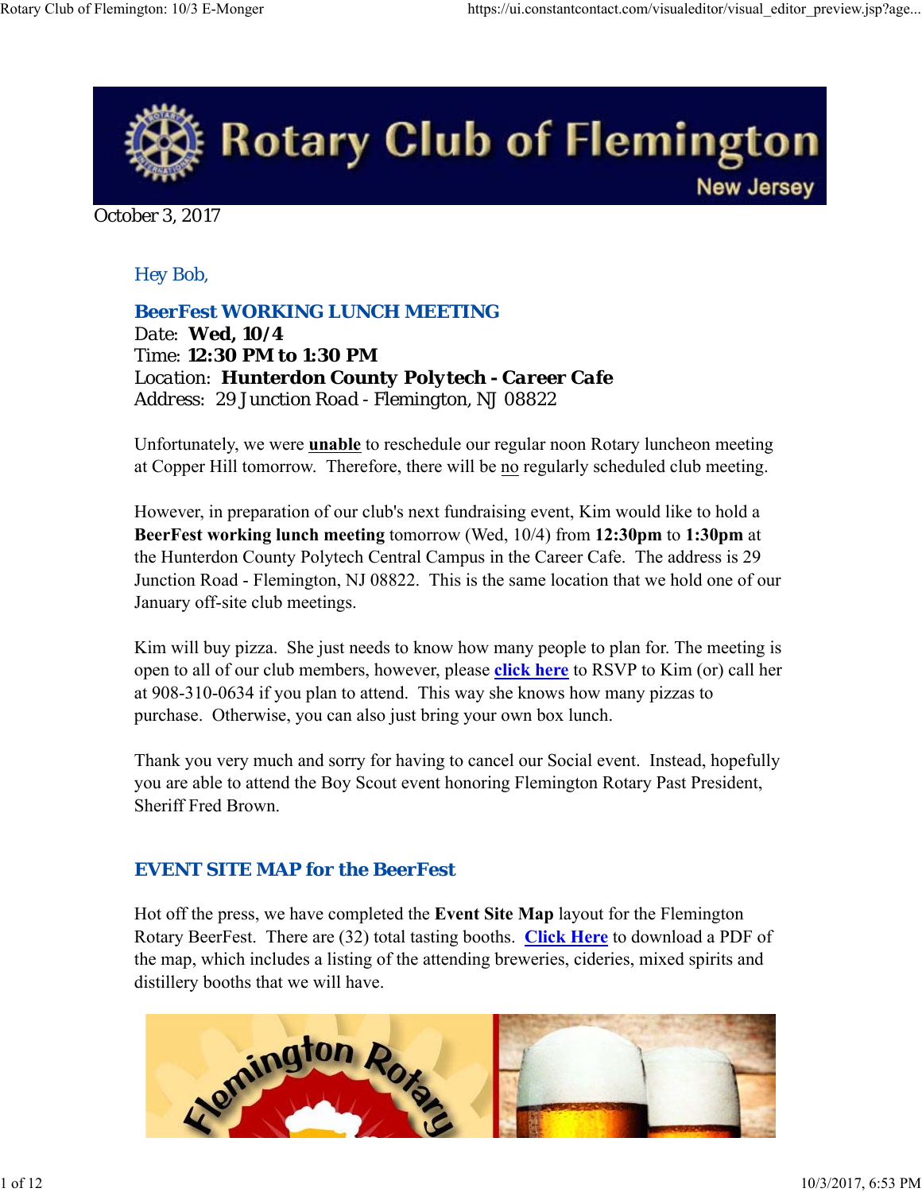# Rotary Club of Flemington

New Jersey

October 3, 2017

Hey Bob,

### BeerFest WORKING LUNCH MEETING

Date: **Wed, 10/4**
Time: **12:30 PM to 1:30 PM**
Location: **Hunterdon County Polytech - Career Cafe**
Address: 29 Junction Road - Flemington, NJ 08822

Unfortunately, we were **unable** to reschedule our regular noon Rotary luncheon meeting at Copper Hill tomorrow. Therefore, there will be no regularly scheduled club meeting.

However, in preparation of our club's next fundraising event, Kim would like to hold a **BeerFest working lunch meeting** tomorrow (Wed, 10/4) from **12:30pm** to **1:30pm** at the Hunterdon County Polytech Central Campus in the Career Cafe. The address is 29 Junction Road - Flemington, NJ 08822. This is the same location that we hold one of our January off-site club meetings.

Kim will buy pizza. She just needs to know how many people to plan for. The meeting is open to all of our club members, however, please **click here** to RSVP to Kim (or) call her at 908-310-0634 if you plan to attend. This way she knows how many pizzas to purchase. Otherwise, you can also just bring your own box lunch.

Thank you very much and sorry for having to cancel our Social event. Instead, hopefully you are able to attend the Boy Scout event honoring Flemington Rotary Past President, Sheriff Fred Brown.

### EVENT SITE MAP for the BeerFest

Hot off the press, we have completed the **Event Site Map** layout for the Flemington Rotary BeerFest. There are (32) total tasting booths. **Click Here** to download a PDF of the map, which includes a listing of the attending breweries, cideries, mixed spirits and distillery booths that we will have.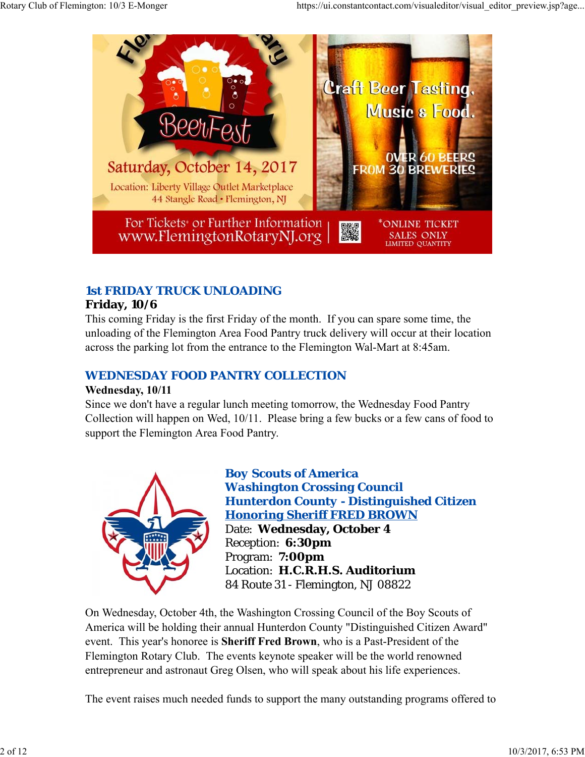Flemington Rotary BeerFest

Saturday, October 14, 2017

Location: Liberty Village Outlet Marketplace
44 Stangle Road • Flemington, NJ

Craft Beer Tasting, Music & Food.

OVER 60 BEERS FROM 30 BREWERIES

For Tickets* or Further Information
www.FlemingtonRotaryNJ.org

*ONLINE TICKET SALES ONLY
LIMITED QUANTITY

## 1st FRIDAY TRUCK UNLOADING

**Friday, 10/6**

This coming Friday is the first Friday of the month. If you can spare some time, the unloading of the Flemington Area Food Pantry truck delivery will occur at their location across the parking lot from the entrance to the Flemington Wal-Mart at 8:45am.

## WEDNESDAY FOOD PANTRY COLLECTION

**Wednesday, 10/11**

Since we don't have a regular lunch meeting tomorrow, the Wednesday Food Pantry Collection will happen on Wed, 10/11. Please bring a few bucks or a few cans of food to support the Flemington Area Food Pantry.

## Boy Scouts of America
## Washington Crossing Council
## Hunterdon County - Distinguished Citizen
## Honoring Sheriff FRED BROWN

Date: **Wednesday, October 4**
Reception: **6:30pm**
Program: **7:00pm**
Location: **H.C.R.H.S. Auditorium**
84 Route 31 - Flemington, NJ 08822

On Wednesday, October 4th, the Washington Crossing Council of the Boy Scouts of America will be holding their annual Hunterdon County "Distinguished Citizen Award" event. This year's honoree is **Sheriff Fred Brown**, who is a Past-President of the Flemington Rotary Club. The events keynote speaker will be the world renowned entrepreneur and astronaut Greg Olsen, who will speak about his life experiences.

The event raises much needed funds to support the many outstanding programs offered to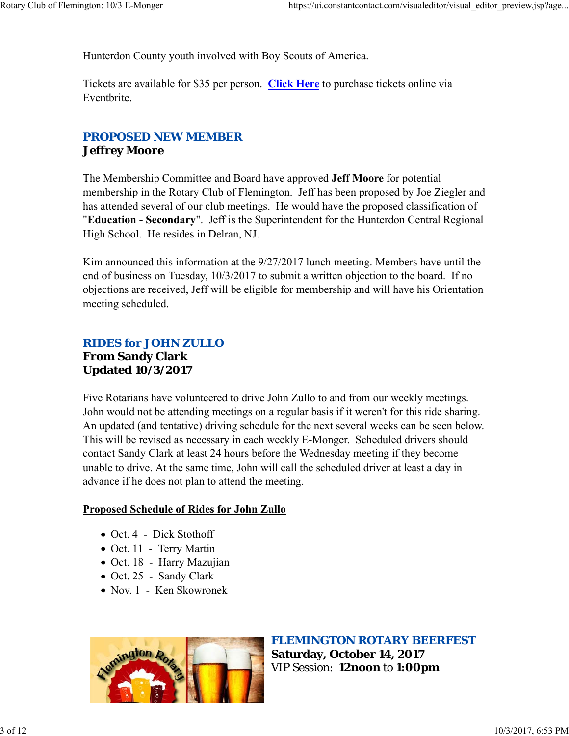Hunterdon County youth involved with Boy Scouts of America.

Tickets are available for $35 per person. **Click Here** to purchase tickets online via Eventbrite.

## PROPOSED NEW MEMBER
### Jeffrey Moore

The Membership Committee and Board have approved **Jeff Moore** for potential membership in the Rotary Club of Flemington. Jeff has been proposed by Joe Ziegler and has attended several of our club meetings. He would have the proposed classification of "**Education - Secondary**". Jeff is the Superintendent for the Hunterdon Central Regional High School. He resides in Delran, NJ.

Kim announced this information at the 9/27/2017 lunch meeting. Members have until the end of business on Tuesday, 10/3/2017 to submit a written objection to the board. If no objections are received, Jeff will be eligible for membership and will have his Orientation meeting scheduled.

## RIDES for JOHN ZULLO
### From Sandy Clark
### Updated 10/3/2017

Five Rotarians have volunteered to drive John Zullo to and from our weekly meetings. John would not be attending meetings on a regular basis if it weren't for this ride sharing. An updated (and tentative) driving schedule for the next several weeks can be seen below. This will be revised as necessary in each weekly E-Monger. Scheduled drivers should contact Sandy Clark at least 24 hours before the Wednesday meeting if they become unable to drive. At the same time, John will call the scheduled driver at least a day in advance if he does not plan to attend the meeting.

**Proposed Schedule of Rides for John Zullo**

- Oct. 4 - Dick Stothoff
- Oct. 11 - Terry Martin
- Oct. 18 - Harry Mazujian
- Oct. 25 - Sandy Clark
- Nov. 1 - Ken Skowronek

## FLEMINGTON ROTARY BEERFEST
### Saturday, October 14, 2017
VIP Session: **12noon** to **1:00pm**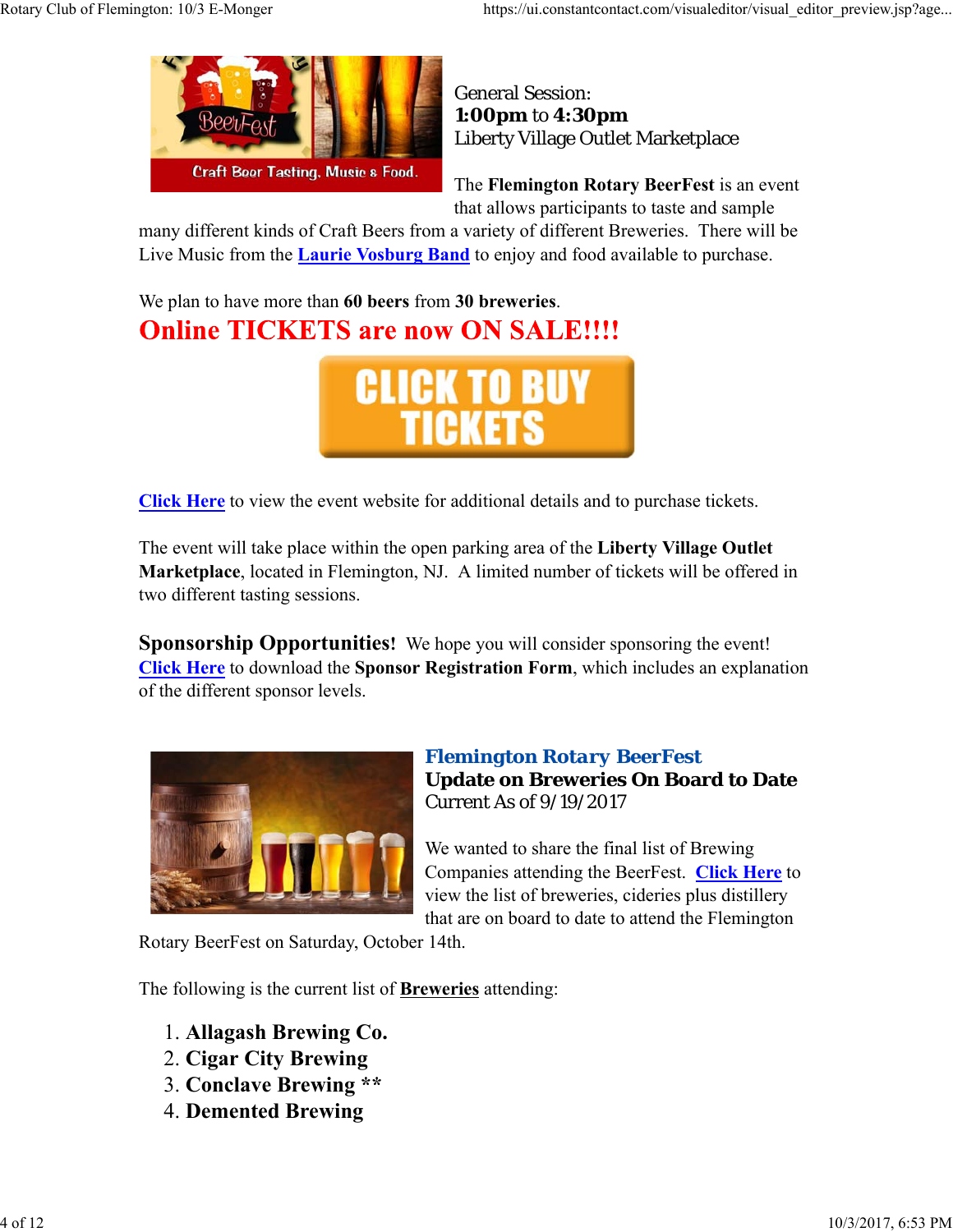General Session:
**1:00pm** to **4:30pm**
Liberty Village Outlet Marketplace

The **Flemington Rotary BeerFest** is an event that allows participants to taste and sample many different kinds of Craft Beers from a variety of different Breweries. There will be Live Music from the **Laurie Vosburg Band** to enjoy and food available to purchase.

We plan to have more than **60 beers** from **30 breweries**.

## Online TICKETS are now ON SALE!!!!

CLICK TO BUY TICKETS

**Click Here** to view the event website for additional details and to purchase tickets.

The event will take place within the open parking area of the **Liberty Village Outlet Marketplace**, located in Flemington, NJ. A limited number of tickets will be offered in two different tasting sessions.

**Sponsorship Opportunities!** We hope you will consider sponsoring the event! **Click Here** to download the **Sponsor Registration Form**, which includes an explanation of the different sponsor levels.

### Flemington Rotary BeerFest
**Update on Breweries On Board to Date**
Current As of 9/19/2017

We wanted to share the final list of Brewing Companies attending the BeerFest. **Click Here** to view the list of breweries, cideries plus distillery that are on board to date to attend the Flemington Rotary BeerFest on Saturday, October 14th.

The following is the current list of **Breweries** attending:

1. **Allagash Brewing Co.**
2. **Cigar City Brewing**
3. **Conclave Brewing \*\***
4. **Demented Brewing**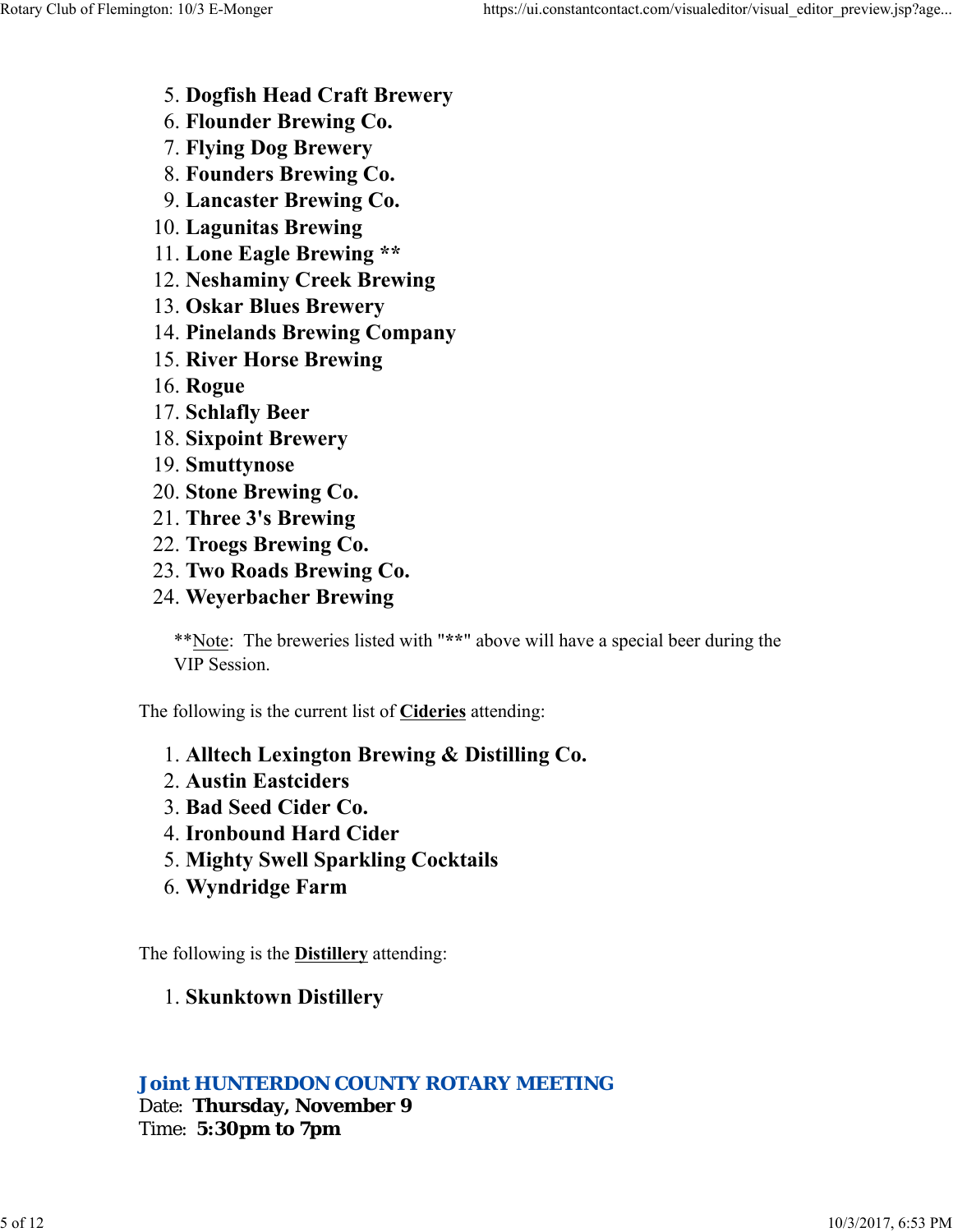5. **Dogfish Head Craft Brewery**
6. **Flounder Brewing Co.**
7. **Flying Dog Brewery**
8. **Founders Brewing Co.**
9. **Lancaster Brewing Co.**
10. **Lagunitas Brewing**
11. **Lone Eagle Brewing** **
12. **Neshaminy Creek Brewing**
13. **Oskar Blues Brewery**
14. **Pinelands Brewing Company**
15. **River Horse Brewing**
16. **Rogue**
17. **Schlafly Beer**
18. **Sixpoint Brewery**
19. **Smuttynose**
20. **Stone Brewing Co.**
21. **Three 3's Brewing**
22. **Troegs Brewing Co.**
23. **Two Roads Brewing Co.**
24. **Weyerbacher Brewing**

> **Note: The breweries listed with "**" above will have a special beer during the VIP Session.

The following is the current list of **Cideries** attending:

1. **Alltech Lexington Brewing & Distilling Co.**
2. **Austin Eastciders**
3. **Bad Seed Cider Co.**
4. **Ironbound Hard Cider**
5. **Mighty Swell Sparkling Cocktails**
6. **Wyndridge Farm**

The following is the **Distillery** attending:

1. **Skunktown Distillery**

### Joint HUNTERDON COUNTY ROTARY MEETING

Date: **Thursday, November 9**
Time: **5:30pm to 7pm**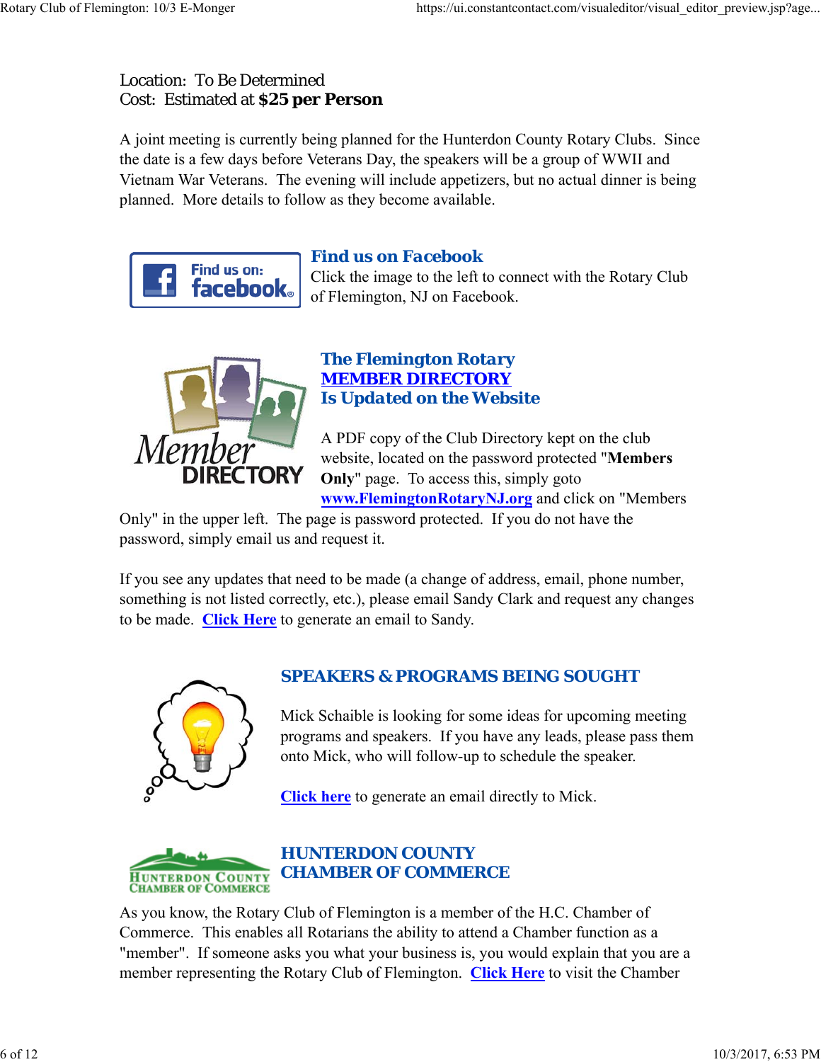Location: To Be Determined
Cost: Estimated at **$25 per Person**

A joint meeting is currently being planned for the Hunterdon County Rotary Clubs. Since the date is a few days before Veterans Day, the speakers will be a group of WWII and Vietnam War Veterans. The evening will include appetizers, but no actual dinner is being planned. More details to follow as they become available.

### Find us on Facebook

Click the image to the left to connect with the Rotary Club of Flemington, NJ on Facebook.

### The Flemington Rotary MEMBER DIRECTORY Is Updated on the Website

A PDF copy of the Club Directory kept on the club website, located on the password protected "**Members Only**" page. To access this, simply goto **www.FlemingtonRotaryNJ.org** and click on "Members Only" in the upper left. The page is password protected. If you do not have the password, simply email us and request it.

If you see any updates that need to be made (a change of address, email, phone number, something is not listed correctly, etc.), please email Sandy Clark and request any changes to be made. **Click Here** to generate an email to Sandy.

### SPEAKERS & PROGRAMS BEING SOUGHT

Mick Schaible is looking for some ideas for upcoming meeting programs and speakers. If you have any leads, please pass them onto Mick, who will follow-up to schedule the speaker.

**Click here** to generate an email directly to Mick.

### HUNTERDON COUNTY CHAMBER OF COMMERCE

As you know, the Rotary Club of Flemington is a member of the H.C. Chamber of Commerce. This enables all Rotarians the ability to attend a Chamber function as a "member". If someone asks you what your business is, you would explain that you are a member representing the Rotary Club of Flemington. **Click Here** to visit the Chamber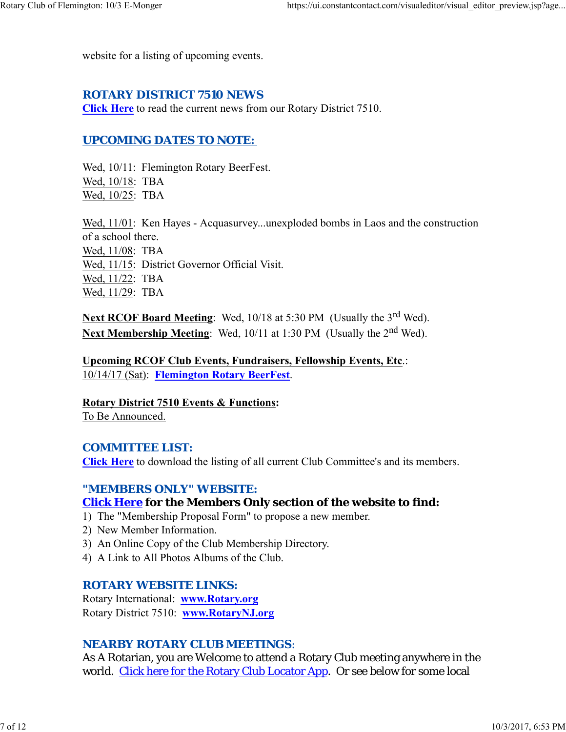website for a listing of upcoming events.

## ROTARY DISTRICT 7510 NEWS

**Click Here** to read the current news from our Rotary District 7510.

## UPCOMING DATES TO NOTE:

Wed, 10/11: Flemington Rotary BeerFest.
Wed, 10/18: TBA
Wed, 10/25: TBA

Wed, 11/01: Ken Hayes - Acquasurvey...unexploded bombs in Laos and the construction of a school there.
Wed, 11/08: TBA
Wed, 11/15: District Governor Official Visit.
Wed, 11/22: TBA
Wed, 11/29: TBA

**Next RCOF Board Meeting**: Wed, 10/18 at 5:30 PM (Usually the 3rd Wed).
**Next Membership Meeting**: Wed, 10/11 at 1:30 PM (Usually the 2nd Wed).

**Upcoming RCOF Club Events, Fundraisers, Fellowship Events, Etc**.:
10/14/17 (Sat): **Flemington Rotary BeerFest**.

**Rotary District 7510 Events & Functions:**
To Be Announced.

## COMMITTEE LIST:

**Click Here** to download the listing of all current Club Committee's and its members.

## "MEMBERS ONLY" WEBSITE:

**Click Here for the Members Only section of the website to find:**

1) The "Membership Proposal Form" to propose a new member.
2) New Member Information.
3) An Online Copy of the Club Membership Directory.
4) A Link to All Photos Albums of the Club.

## ROTARY WEBSITE LINKS:

Rotary International: **www.Rotary.org**
Rotary District 7510: **www.RotaryNJ.org**

## NEARBY ROTARY CLUB MEETINGS:

As A Rotarian, you are Welcome to attend a Rotary Club meeting anywhere in the world. Click here for the Rotary Club Locator App. Or see below for some local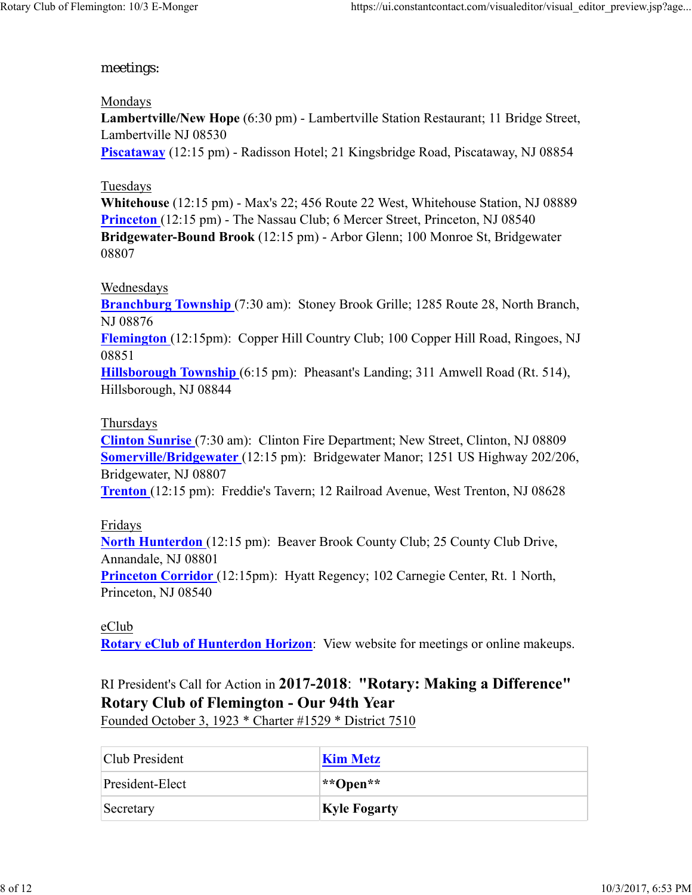meetings:

Mondays
**Lambertville/New Hope** (6:30 pm) - Lambertville Station Restaurant; 11 Bridge Street, Lambertville NJ 08530
**Piscataway** (12:15 pm) - Radisson Hotel; 21 Kingsbridge Road, Piscataway, NJ 08854

Tuesdays
**Whitehouse** (12:15 pm) - Max's 22; 456 Route 22 West, Whitehouse Station, NJ 08889
**Princeton** (12:15 pm) - The Nassau Club; 6 Mercer Street, Princeton, NJ 08540
**Bridgewater-Bound Brook** (12:15 pm) - Arbor Glenn; 100 Monroe St, Bridgewater 08807

Wednesdays
**Branchburg Township** (7:30 am): Stoney Brook Grille; 1285 Route 28, North Branch, NJ 08876
**Flemington** (12:15pm): Copper Hill Country Club; 100 Copper Hill Road, Ringoes, NJ 08851
**Hillsborough Township** (6:15 pm): Pheasant's Landing; 311 Amwell Road (Rt. 514), Hillsborough, NJ 08844

Thursdays
**Clinton Sunrise** (7:30 am): Clinton Fire Department; New Street, Clinton, NJ 08809
**Somerville/Bridgewater** (12:15 pm): Bridgewater Manor; 1251 US Highway 202/206, Bridgewater, NJ 08807
**Trenton** (12:15 pm): Freddie's Tavern; 12 Railroad Avenue, West Trenton, NJ 08628

Fridays
**North Hunterdon** (12:15 pm): Beaver Brook County Club; 25 County Club Drive, Annandale, NJ 08801
**Princeton Corridor** (12:15pm): Hyatt Regency; 102 Carnegie Center, Rt. 1 North, Princeton, NJ 08540

eClub
**Rotary eClub of Hunterdon Horizon**: View website for meetings or online makeups.

RI President's Call for Action in **2017-2018**: **"Rotary: Making a Difference"**
**Rotary Club of Flemington - Our 94th Year**
Founded October 3, 1923 * Charter #1529 * District 7510

| Club President | **Kim Metz** |
|---|---|
| President-Elect | **Open** |
| Secretary | **Kyle Fogarty** |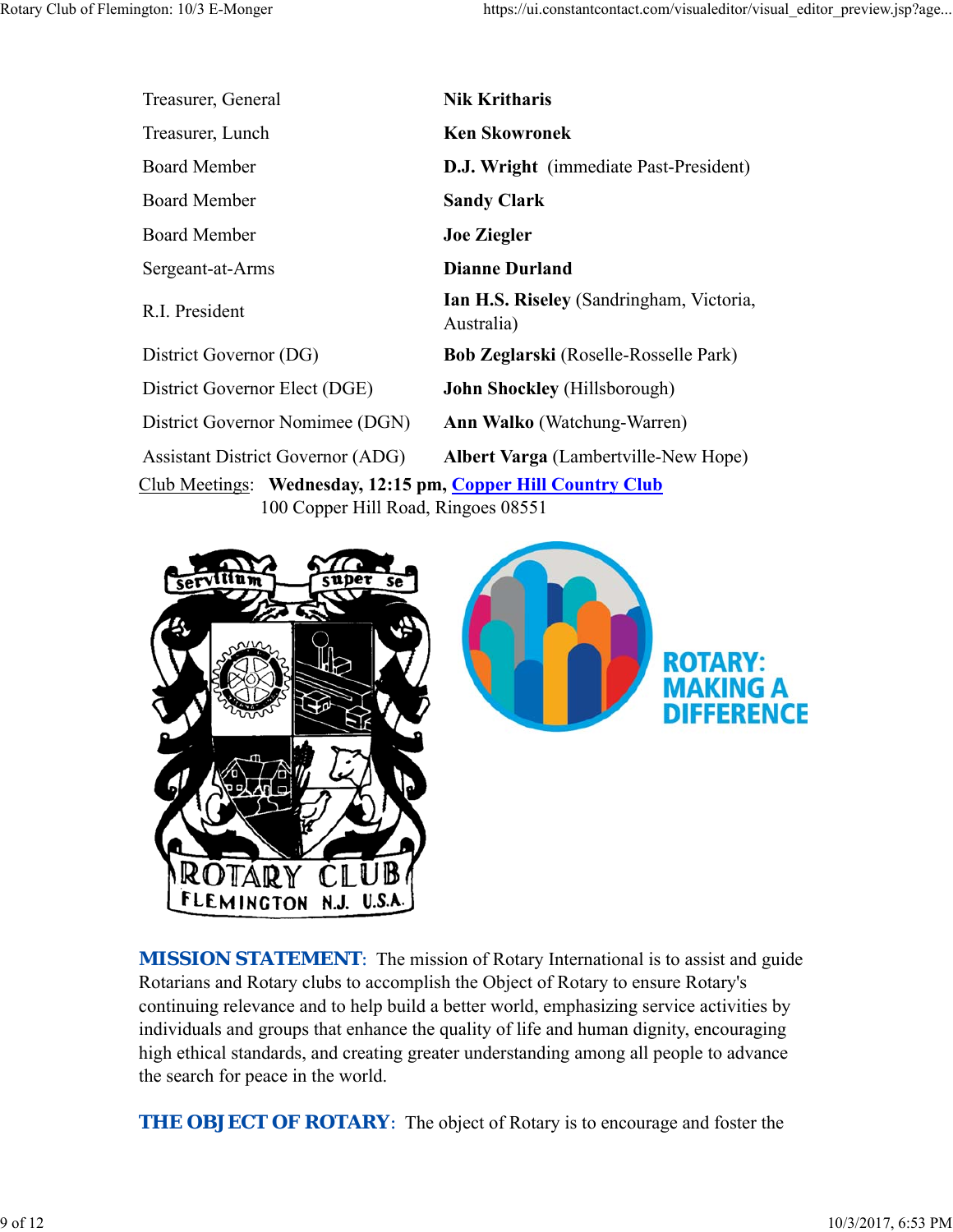| | |
|---|---|
| Treasurer, General | **Nik Kritharis** |
| Treasurer, Lunch | **Ken Skowronek** |
| Board Member | **D.J. Wright** (immediate Past-President) |
| Board Member | **Sandy Clark** |
| Board Member | **Joe Ziegler** |
| Sergeant-at-Arms | **Dianne Durland** |
| R.I. President | **Ian H.S. Riseley** (Sandringham, Victoria, Australia) |
| District Governor (DG) | **Bob Zeglarski** (Roselle-Rosselle Park) |
| District Governor Elect (DGE) | **John Shockley** (Hillsborough) |
| District Governor Nominee (DGN) | **Ann Walko** (Watchung-Warren) |
| Assistant District Governor (ADG) | **Albert Varga** (Lambertville-New Hope) |

Club Meetings: **Wednesday, 12:15 pm, Copper Hill Country Club**
100 Copper Hill Road, Ringoes 08551

**MISSION STATEMENT**: The mission of Rotary International is to assist and guide Rotarians and Rotary clubs to accomplish the Object of Rotary to ensure Rotary's continuing relevance and to help build a better world, emphasizing service activities by individuals and groups that enhance the quality of life and human dignity, encouraging high ethical standards, and creating greater understanding among all people to advance the search for peace in the world.

**THE OBJECT OF ROTARY**: The object of Rotary is to encourage and foster the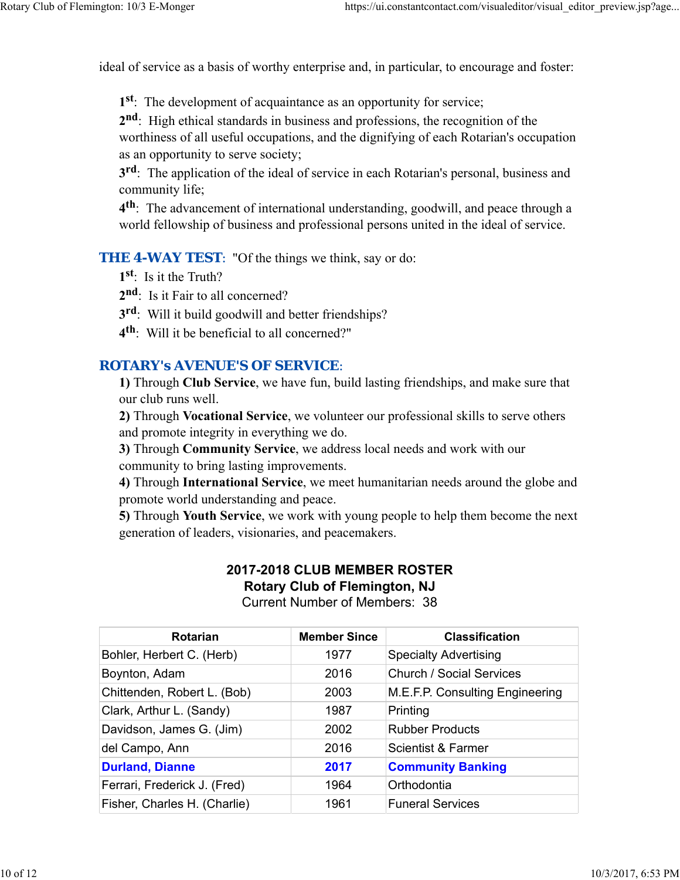ideal of service as a basis of worthy enterprise and, in particular, to encourage and foster:

1st: The development of acquaintance as an opportunity for service;
2nd: High ethical standards in business and professions, the recognition of the worthiness of all useful occupations, and the dignifying of each Rotarian's occupation as an opportunity to serve society;
3rd: The application of the ideal of service in each Rotarian's personal, business and community life;
4th: The advancement of international understanding, goodwill, and peace through a world fellowship of business and professional persons united in the ideal of service.

**THE 4-WAY TEST**: "Of the things we think, say or do:
1st: Is it the Truth?
2nd: Is it Fair to all concerned?
3rd: Will it build goodwill and better friendships?
4th: Will it be beneficial to all concerned?"

**ROTARY's AVENUE'S OF SERVICE**:
**1)** Through **Club Service**, we have fun, build lasting friendships, and make sure that our club runs well.
**2)** Through **Vocational Service**, we volunteer our professional skills to serve others and promote integrity in everything we do.
**3)** Through **Community Service**, we address local needs and work with our community to bring lasting improvements.
**4)** Through **International Service**, we meet humanitarian needs around the globe and promote world understanding and peace.
**5)** Through **Youth Service**, we work with young people to help them become the next generation of leaders, visionaries, and peacemakers.

**2017-2018 CLUB MEMBER ROSTER**
**Rotary Club of Flemington, NJ**
Current Number of Members: 38

| Rotarian | Member Since | Classification |
|---|---|---|
| Bohler, Herbert C. (Herb) | 1977 | Specialty Advertising |
| Boynton, Adam | 2016 | Church / Social Services |
| Chittenden, Robert L. (Bob) | 2003 | M.E.F.P. Consulting Engineering |
| Clark, Arthur L. (Sandy) | 1987 | Printing |
| Davidson, James G. (Jim) | 2002 | Rubber Products |
| del Campo, Ann | 2016 | Scientist & Farmer |
| **Durland, Dianne** | **2017** | **Community Banking** |
| Ferrari, Frederick J. (Fred) | 1964 | Orthodontia |
| Fisher, Charles H. (Charlie) | 1961 | Funeral Services |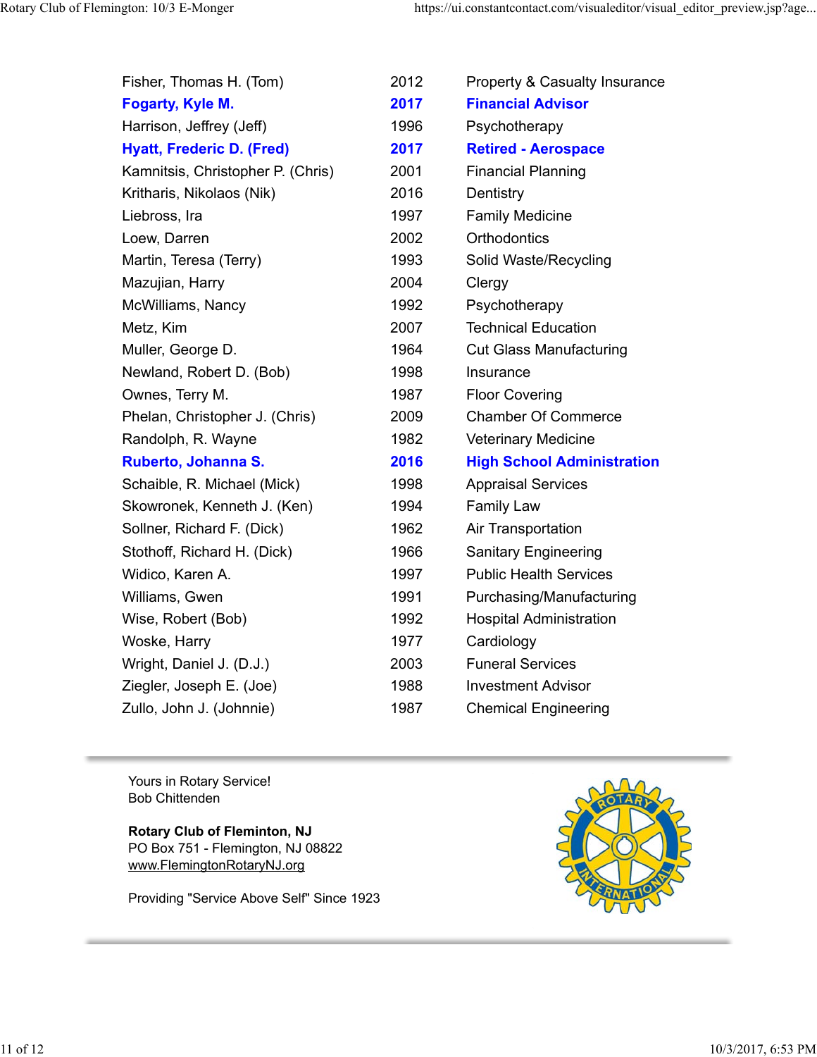| | | |
|---|---|---|
| Fisher, Thomas H. (Tom) | 2012 | Property & Casualty Insurance |
| **Fogarty, Kyle M.** | **2017** | **Financial Advisor** |
| Harrison, Jeffrey (Jeff) | 1996 | Psychotherapy |
| **Hyatt, Frederic D. (Fred)** | **2017** | **Retired - Aerospace** |
| Kamnitsis, Christopher P. (Chris) | 2001 | Financial Planning |
| Kritharis, Nikolaos (Nik) | 2016 | Dentistry |
| Liebross, Ira | 1997 | Family Medicine |
| Loew, Darren | 2002 | Orthodontics |
| Martin, Teresa (Terry) | 1993 | Solid Waste/Recycling |
| Mazujian, Harry | 2004 | Clergy |
| McWilliams, Nancy | 1992 | Psychotherapy |
| Metz, Kim | 2007 | Technical Education |
| Muller, George D. | 1964 | Cut Glass Manufacturing |
| Newland, Robert D. (Bob) | 1998 | Insurance |
| Ownes, Terry M. | 1987 | Floor Covering |
| Phelan, Christopher J. (Chris) | 2009 | Chamber Of Commerce |
| Randolph, R. Wayne | 1982 | Veterinary Medicine |
| **Ruberto, Johanna S.** | **2016** | **High School Administration** |
| Schaible, R. Michael (Mick) | 1998 | Appraisal Services |
| Skowronek, Kenneth J. (Ken) | 1994 | Family Law |
| Sollner, Richard F. (Dick) | 1962 | Air Transportation |
| Stothoff, Richard H. (Dick) | 1966 | Sanitary Engineering |
| Widico, Karen A. | 1997 | Public Health Services |
| Williams, Gwen | 1991 | Purchasing/Manufacturing |
| Wise, Robert (Bob) | 1992 | Hospital Administration |
| Woske, Harry | 1977 | Cardiology |
| Wright, Daniel J. (D.J.) | 2003 | Funeral Services |
| Ziegler, Joseph E. (Joe) | 1988 | Investment Advisor |
| Zullo, John J. (Johnnie) | 1987 | Chemical Engineering |

---

Yours in Rotary Service!
Bob Chittenden

**Rotary Club of Fleminton, NJ**
PO Box 751 - Flemington, NJ 08822
www.FlemingtonRotaryNJ.org

Providing "Service Above Self" Since 1923

---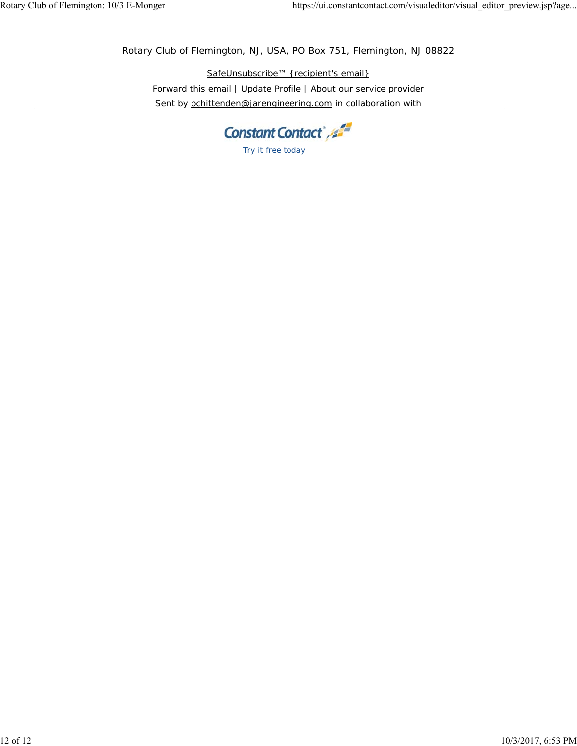Rotary Club of Flemington, NJ, USA, PO Box 751, Flemington, NJ 08822

SafeUnsubscribe™ {recipient's email}

Forward this email | Update Profile | About our service provider

Sent by bchittenden@jarengineering.com in collaboration with

Constant Contact

Try it free today